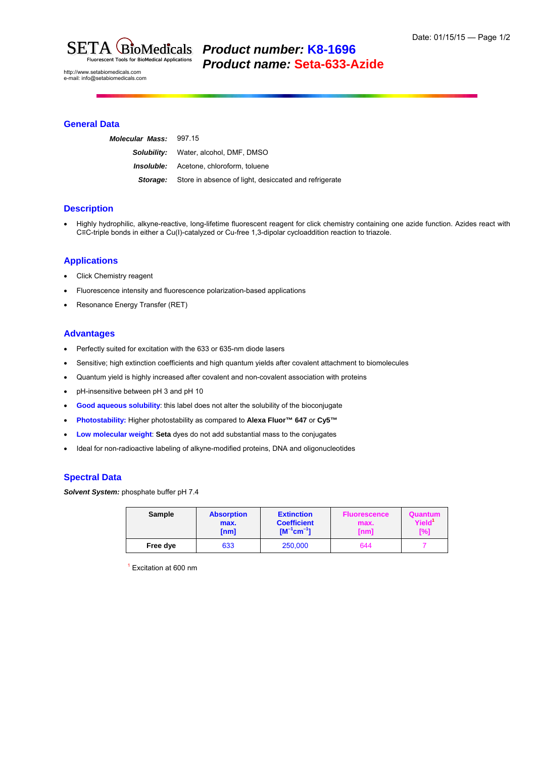SETA BioMedicals
Fluorescent Tools for BioMedical Applications

http://www.setabiomedicals.com
e-mail: info@setabiomedicals.com

# *Product number:* K8-1696
# *Product name:* Seta-633-Azide

## General Data

***Molecular Mass:*** 997.15

***Solubility:*** Water, alcohol, DMF, DMSO

***Insoluble:*** Acetone, chloroform, toluene

***Storage:*** Store in absence of light, desiccated and refrigerate

## Description

- Highly hydrophilic, alkyne-reactive, long-lifetime fluorescent reagent for click chemistry containing one azide function. Azides react with C≡C-triple bonds in either a Cu(I)-catalyzed or Cu-free 1,3-dipolar cycloaddition reaction to triazole.

## Applications

- Click Chemistry reagent
- Fluorescence intensity and fluorescence polarization-based applications
- Resonance Energy Transfer (RET)

## Advantages

- Perfectly suited for excitation with the 633 or 635-nm diode lasers
- Sensitive; high extinction coefficients and high quantum yields after covalent attachment to biomolecules
- Quantum yield is highly increased after covalent and non-covalent association with proteins
- pH-insensitive between pH 3 and pH 10
- **Good aqueous solubility**: this label does not alter the solubility of the bioconjugate
- **Photostability:** Higher photostability as compared to **Alexa Fluor™ 647** or **Cy5™**
- **Low molecular weight**: **Seta** dyes do not add substantial mass to the conjugates
- Ideal for non-radioactive labeling of alkyne-modified proteins, DNA and oligonucleotides

## Spectral Data

***Solvent System:*** phosphate buffer pH 7.4

| Sample | Absorption max. [nm] | Extinction Coefficient [$M^{-1}cm^{-1}$] | Fluorescence max. [nm] | Quantum Yield[1] [%] |
|---|---|---|---|---|
| **Free dye** | 633 | 250,000 | 644 | 7 |

[1] Excitation at 600 nm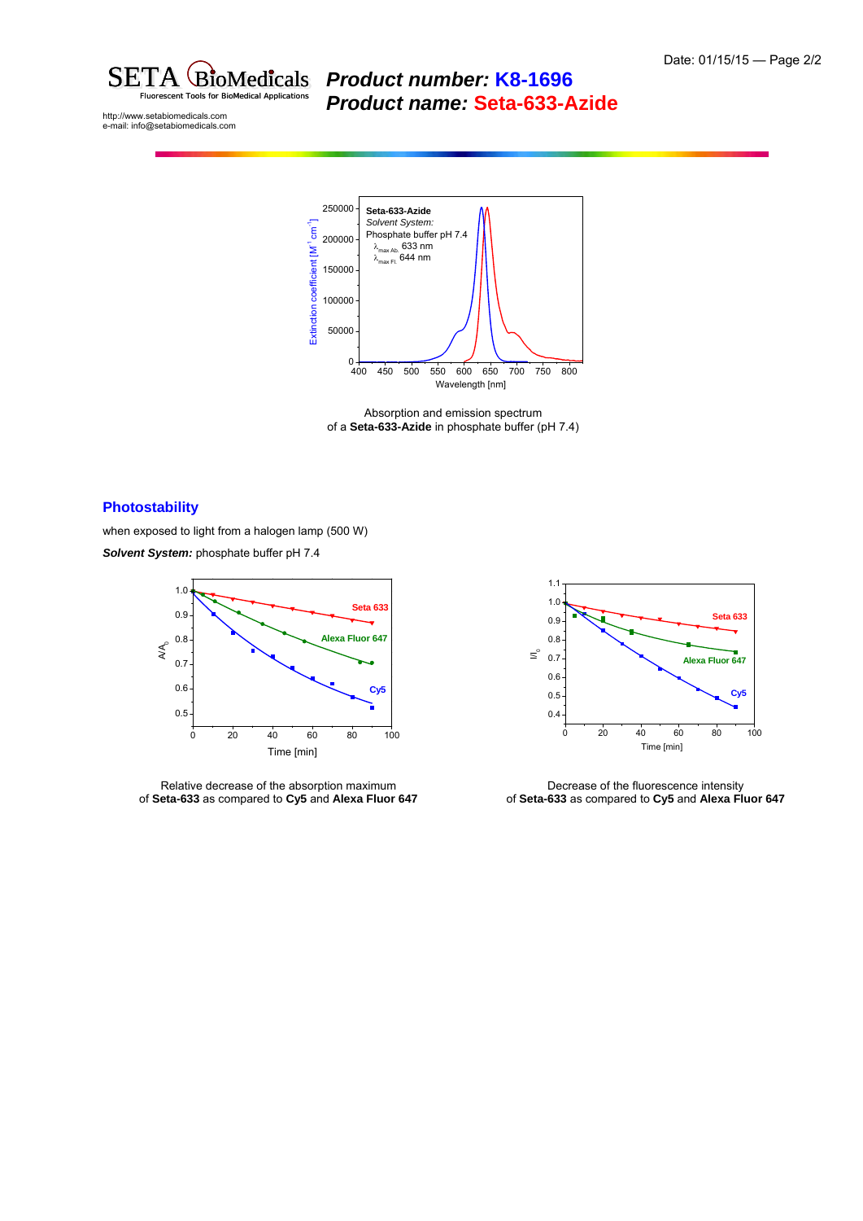# SETA BioMedicals

Fluorescent Tools for BioMedical Applications

http://www.setabiomedicals.com
e-mail: info@setabiomedicals.com

## *Product number:* K8-1696
## *Product name:* Seta-633-Azide

**Seta-633-Azide**
*Solvent System:*
Phosphate buffer pH 7.4
$\lambda_{max\,Ab.}$ 633 nm
$\lambda_{max\,Fl.}$ 644 nm

Extinction coefficient [$M^{-1}$ $cm^{-1}$]
0
50000
100000
150000
200000
250000

Wavelength [nm]
400 450 500 550 600 650 700 750 800

Absorption and emission spectrum
of a **Seta-633-Azide** in phosphate buffer (pH 7.4)

## Photostability

when exposed to light from a halogen lamp (500 W)

***Solvent System:*** phosphate buffer pH 7.4

$A/A_0$
0.5 0.6 0.7 0.8 0.9 1.0
Time [min]
0 20 40 60 80 100
Seta 633
Alexa Fluor 647
Cy5

Relative decrease of the absorption maximum
of **Seta-633** as compared to **Cy5** and **Alexa Fluor 647**

$I/I_0$
0.4 0.5 0.6 0.7 0.8 0.9 1.0 1.1
Time [min]
0 20 40 60 80 100
Seta 633
Alexa Fluor 647
Cy5

Decrease of the fluorescence intensity
of **Seta-633** as compared to **Cy5** and **Alexa Fluor 647**